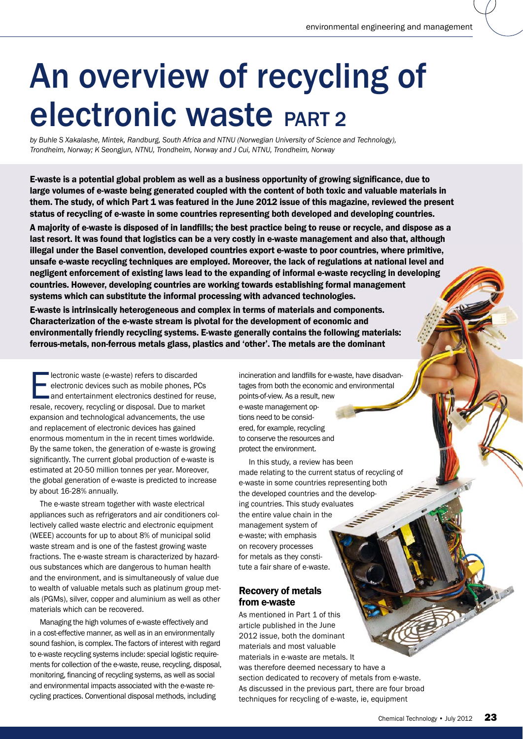# An overview of recycling of electronic waste PART 2

*by Buhle S Xakalashe, Mintek, Randburg, South Africa and NTNU (Norwegian University of Science and Technology), Trondheim, Norway; K Seongjun, NTNU, Trondheim, Norway and J Cui, NTNU, Trondheim, Norway*

**E-waste is a potential global problem as well as a business opportunity of growing significance, due to large volumes of e-waste being generated coupled with the content of both toxic and valuable materials in them. The study, of which Part 1 was featured in the June 2012 issue of this magazine, reviewed the present status of recycling of e-waste in some countries representing both developed and developing countries.**

**A majority of e-waste is disposed of in landfills; the best practice being to reuse or recycle, and dispose as a last resort. It was found that logistics can be a very costly in e-waste management and also that, although illegal under the Basel convention, developed countries export e-waste to poor countries, where primitive, unsafe e-waste recycling techniques are employed. Moreover, the lack of regulations at national level and negligent enforcement of existing laws lead to the expanding of informal e-waste recycling in developing countries. However, developing countries are working towards establishing formal management systems which can substitute the informal processing with advanced technologies.**

**E-waste is intrinsically heterogeneous and complex in terms of materials and components. Characterization of the e-waste stream is pivotal for the development of economic and environmentally friendly recycling systems. E-waste generally contains the following materials: ferrous-metals, non-ferrous metals glass, plastics and 'other'. The metals are the dominant**

Electronic waste (e-waste) refers to discarded electronic devices such as mobile phones, PCs and entertainment electronics destined for reuse, resale, recovery, recycling or disposal. Due to market expansion and technological advancements, the use and replacement of electronic devices has gained enormous momentum in the in recent times worldwide. By the same token, the generation of e-waste is growing significantly. The current global production of e-waste is estimated at 20-50 million tonnes per year. Moreover, the global generation of e-waste is predicted to increase by about 16-28% annually.

The e-waste stream together with waste electrical appliances such as refrigerators and air conditioners collectively called waste electric and electronic equipment (WEEE) accounts for up to about 8% of municipal solid waste stream and is one of the fastest growing waste fractions. The e-waste stream is characterized by hazardous substances which are dangerous to human health and the environment, and is simultaneously of value due to wealth of valuable metals such as platinum group metals (PGMs), silver, copper and aluminium as well as other materials which can be recovered.

Managing the high volumes of e-waste effectively and in a cost-effective manner, as well as in an environmentally sound fashion, is complex. The factors of interest with regard to e-waste recycling systems include: special logistic requirements for collection of the e-waste, reuse, recycling, disposal, monitoring, financing of recycling systems, as well as social and environmental impacts associated with the e-waste recycling practices. Conventional disposal methods, including incineration and landfills for e-waste, have disadvantages from both the economic and environmental points-of-view. As a result, new e-waste management options need to be considered, for example, recycling to conserve the resources and protect the environment.

In this study, a review has been made relating to the current status of recycling of e-waste in some countries representing both the developed countries and the developing countries. This study evaluates the entire value chain in the management system of e-waste; with emphasis on recovery processes for metals as they constitute a fair share of e-waste.

### Recovery of metals from e-waste

As mentioned in Part 1 of this article published in the June 2012 issue, both the dominant materials and most valuable materials in e-waste are metals. It was therefore deemed necessary to have a section dedicated to recovery of metals from e-waste. As discussed in the previous part, there are four broad techniques for recycling of e-waste, ie, equipment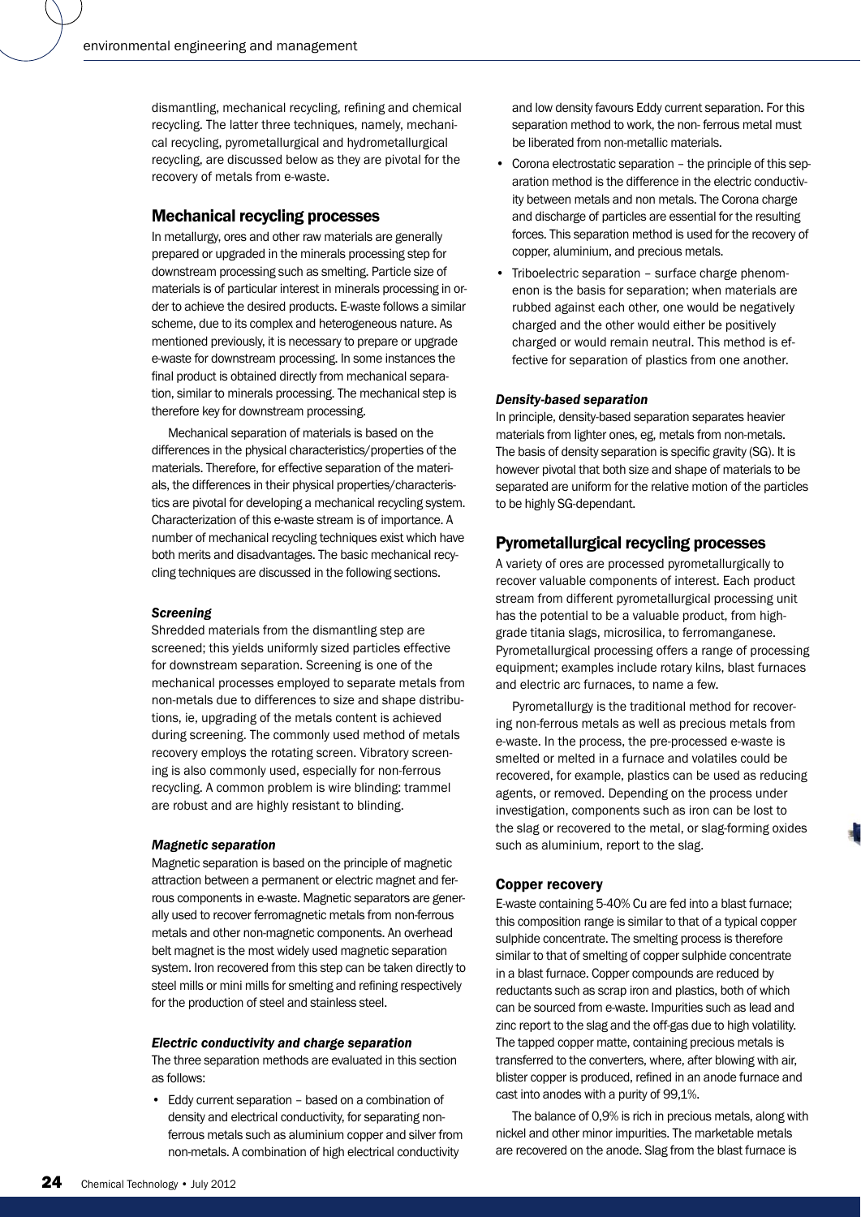dismantling, mechanical recycling, refining and chemical recycling. The latter three techniques, namely, mechanical recycling, pyrometallurgical and hydrometallurgical recycling, are discussed below as they are pivotal for the recovery of metals from e-waste.

## Mechanical recycling processes

In metallurgy, ores and other raw materials are generally prepared or upgraded in the minerals processing step for downstream processing such as smelting. Particle size of materials is of particular interest in minerals processing in order to achieve the desired products. E-waste follows a similar scheme, due to its complex and heterogeneous nature. As mentioned previously, it is necessary to prepare or upgrade e-waste for downstream processing. In some instances the final product is obtained directly from mechanical separation, similar to minerals processing. The mechanical step is therefore key for downstream processing.

Mechanical separation of materials is based on the differences in the physical characteristics/properties of the materials. Therefore, for effective separation of the materials, the differences in their physical properties/characteristics are pivotal for developing a mechanical recycling system. Characterization of this e-waste stream is of importance. A number of mechanical recycling techniques exist which have both merits and disadvantages. The basic mechanical recycling techniques are discussed in the following sections.

### *Screening*

Shredded materials from the dismantling step are screened; this yields uniformly sized particles effective for downstream separation. Screening is one of the mechanical processes employed to separate metals from non-metals due to differences to size and shape distributions, ie, upgrading of the metals content is achieved during screening. The commonly used method of metals recovery employs the rotating screen. Vibratory screening is also commonly used, especially for non-ferrous recycling. A common problem is wire blinding: trammel are robust and are highly resistant to blinding.

### *Magnetic separation*

Magnetic separation is based on the principle of magnetic attraction between a permanent or electric magnet and ferrous components in e-waste. Magnetic separators are generally used to recover ferromagnetic metals from non-ferrous metals and other non-magnetic components. An overhead belt magnet is the most widely used magnetic separation system. Iron recovered from this step can be taken directly to steel mills or mini mills for smelting and refining respectively for the production of steel and stainless steel.

### *Electric conductivity and charge separation*

The three separation methods are evaluated in this section as follows:

- Eddy current separation – based on a combination of density and electrical conductivity, for separating non-ferrous metals such as aluminium copper and silver from non-metals. A combination of high electrical conductivity and low density favours Eddy current separation. For this separation method to work, the non- ferrous metal must be liberated from non-metallic materials.
- Corona electrostatic separation – the principle of this separation method is the difference in the electric conductivity between metals and non metals. The Corona charge and discharge of particles are essential for the resulting forces. This separation method is used for the recovery of copper, aluminium, and precious metals.
- Triboelectric separation – surface charge phenomenon is the basis for separation; when materials are rubbed against each other, one would be negatively charged and the other would either be positively charged or would remain neutral. This method is effective for separation of plastics from one another.

### *Density-based separation*

In principle, density-based separation separates heavier materials from lighter ones, eg, metals from non-metals. The basis of density separation is specific gravity (SG). It is however pivotal that both size and shape of materials to be separated are uniform for the relative motion of the particles to be highly SG-dependant.

## Pyrometallurgical recycling processes

A variety of ores are processed pyrometallurgically to recover valuable components of interest. Each product stream from different pyrometallurgical processing unit has the potential to be a valuable product, from high-grade titania slags, microsilica, to ferromanganese. Pyrometallurgical processing offers a range of processing equipment; examples include rotary kilns, blast furnaces and electric arc furnaces, to name a few.

Pyrometallurgy is the traditional method for recovering non-ferrous metals as well as precious metals from e-waste. In the process, the pre-processed e-waste is smelted or melted in a furnace and volatiles could be recovered, for example, plastics can be used as reducing agents, or removed. Depending on the process under investigation, components such as iron can be lost to the slag or recovered to the metal, or slag-forming oxides such as aluminium, report to the slag.

### Copper recovery

E-waste containing 5-40% Cu are fed into a blast furnace; this composition range is similar to that of a typical copper sulphide concentrate. The smelting process is therefore similar to that of smelting of copper sulphide concentrate in a blast furnace. Copper compounds are reduced by reductants such as scrap iron and plastics, both of which can be sourced from e-waste. Impurities such as lead and zinc report to the slag and the off-gas due to high volatility. The tapped copper matte, containing precious metals is transferred to the converters, where, after blowing with air, blister copper is produced, refined in an anode furnace and cast into anodes with a purity of 99,1%.

The balance of 0,9% is rich in precious metals, along with nickel and other minor impurities. The marketable metals are recovered on the anode. Slag from the blast furnace is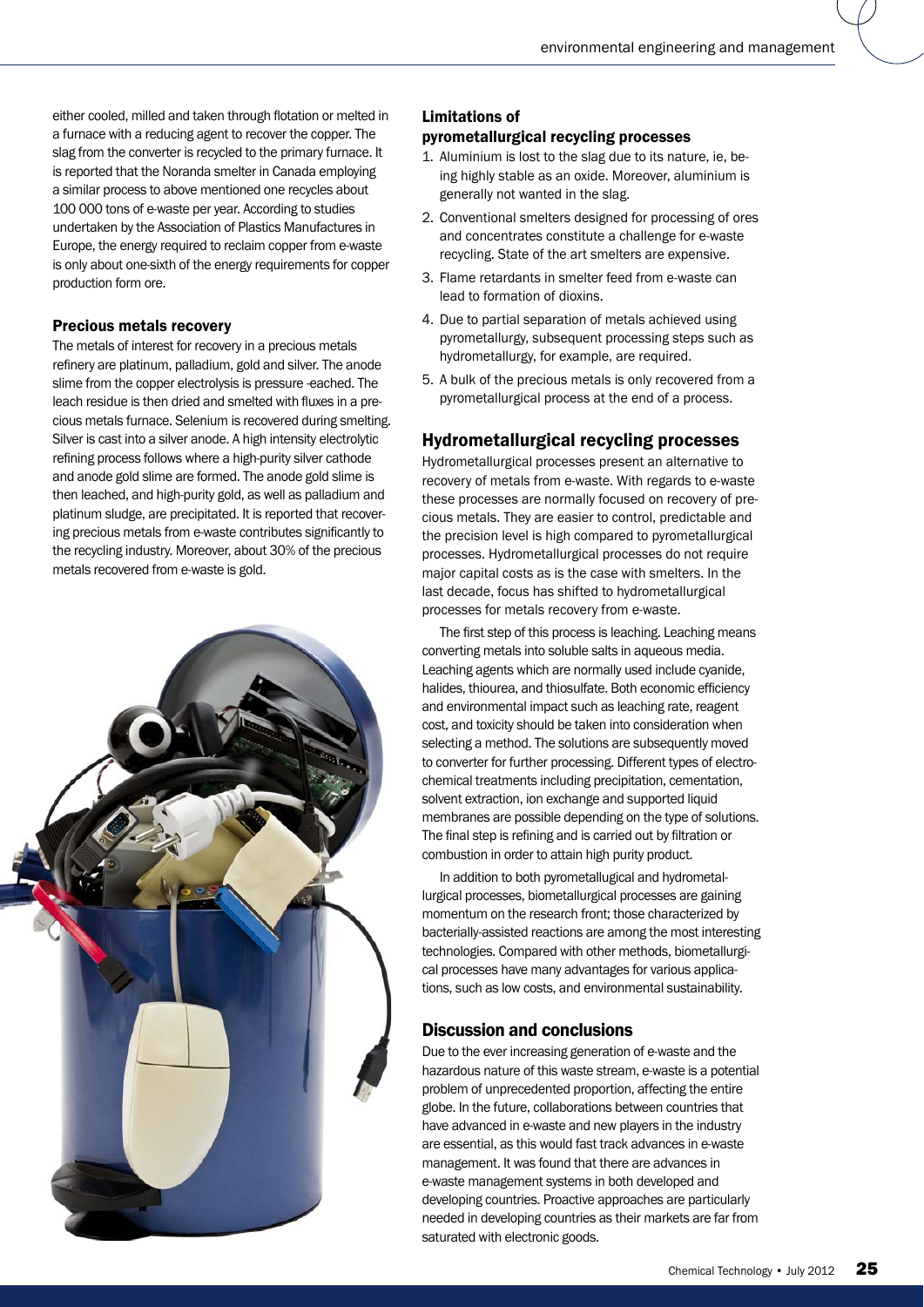either cooled, milled and taken through flotation or melted in a furnace with a reducing agent to recover the copper. The slag from the converter is recycled to the primary furnace. It is reported that the Noranda smelter in Canada employing a similar process to above mentioned one recycles about 100 000 tons of e-waste per year. According to studies undertaken by the Association of Plastics Manufactures in Europe, the energy required to reclaim copper from e-waste is only about one-sixth of the energy requirements for copper production form ore.

### Precious metals recovery

The metals of interest for recovery in a precious metals refinery are platinum, palladium, gold and silver. The anode slime from the copper electrolysis is pressure -eached. The leach residue is then dried and smelted with fluxes in a precious metals furnace. Selenium is recovered during smelting. Silver is cast into a silver anode. A high intensity electrolytic refining process follows where a high-purity silver cathode and anode gold slime are formed. The anode gold slime is then leached, and high-purity gold, as well as palladium and platinum sludge, are precipitated. It is reported that recovering precious metals from e-waste contributes significantly to the recycling industry. Moreover, about 30% of the precious metals recovered from e-waste is gold.

### Limitations of pyrometallurgical recycling processes

1. Aluminium is lost to the slag due to its nature, ie, being highly stable as an oxide. Moreover, aluminium is generally not wanted in the slag.
2. Conventional smelters designed for processing of ores and concentrates constitute a challenge for e-waste recycling. State of the art smelters are expensive.
3. Flame retardants in smelter feed from e-waste can lead to formation of dioxins.
4. Due to partial separation of metals achieved using pyrometallurgy, subsequent processing steps such as hydrometallurgy, for example, are required.
5. A bulk of the precious metals is only recovered from a pyrometallurgical process at the end of a process.

## Hydrometallurgical recycling processes

Hydrometallurgical processes present an alternative to recovery of metals from e-waste. With regards to e-waste these processes are normally focused on recovery of precious metals. They are easier to control, predictable and the precision level is high compared to pyrometallurgical processes. Hydrometallurgical processes do not require major capital costs as is the case with smelters. In the last decade, focus has shifted to hydrometallurgical processes for metals recovery from e-waste.

The first step of this process is leaching. Leaching means converting metals into soluble salts in aqueous media. Leaching agents which are normally used include cyanide, halides, thiourea, and thiosulfate. Both economic efficiency and environmental impact such as leaching rate, reagent cost, and toxicity should be taken into consideration when selecting a method. The solutions are subsequently moved to converter for further processing. Different types of electrochemical treatments including precipitation, cementation, solvent extraction, ion exchange and supported liquid membranes are possible depending on the type of solutions. The final step is refining and is carried out by filtration or combustion in order to attain high purity product.

In addition to both pyrometallugical and hydrometallurgical processes, biometallurgical processes are gaining momentum on the research front; those characterized by bacterially-assisted reactions are among the most interesting technologies. Compared with other methods, biometallurgical processes have many advantages for various applications, such as low costs, and environmental sustainability.

## Discussion and conclusions

Due to the ever increasing generation of e-waste and the hazardous nature of this waste stream, e-waste is a potential problem of unprecedented proportion, affecting the entire globe. In the future, collaborations between countries that have advanced in e-waste and new players in the industry are essential, as this would fast track advances in e-waste management. It was found that there are advances in e-waste management systems in both developed and developing countries. Proactive approaches are particularly needed in developing countries as their markets are far from saturated with electronic goods.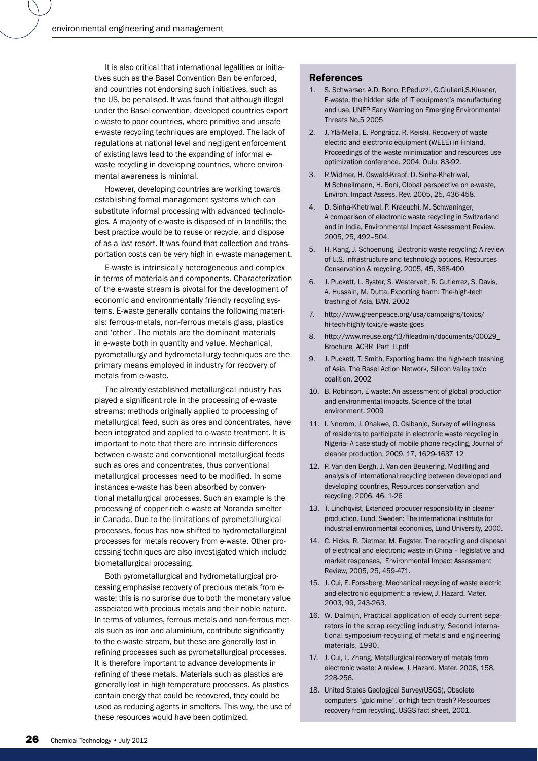It is also critical that international legalities or initiatives such as the Basel Convention Ban be enforced, and countries not endorsing such initiatives, such as the US, be penalised. It was found that although illegal under the Basel convention, developed countries export e-waste to poor countries, where primitive and unsafe e-waste recycling techniques are employed. The lack of regulations at national level and negligent enforcement of existing laws lead to the expanding of informal e-waste recycling in developing countries, where environmental awareness is minimal.

However, developing countries are working towards establishing formal management systems which can substitute informal processing with advanced technologies. A majority of e-waste is disposed of in landfills; the best practice would be to reuse or recycle, and dispose of as a last resort. It was found that collection and transportation costs can be very high in e-waste management.

E-waste is intrinsically heterogeneous and complex in terms of materials and components. Characterization of the e-waste stream is pivotal for the development of economic and environmentally friendly recycling systems. E-waste generally contains the following materials: ferrous-metals, non-ferrous metals glass, plastics and 'other'. The metals are the dominant materials in e-waste both in quantity and value. Mechanical, pyrometallurgy and hydrometallurgy techniques are the primary means employed in industry for recovery of metals from e-waste.

The already established metallurgical industry has played a significant role in the processing of e-waste streams; methods originally applied to processing of metallurgical feed, such as ores and concentrates, have been integrated and applied to e-waste treatment. It is important to note that there are intrinsic differences between e-waste and conventional metallurgical feeds such as ores and concentrates, thus conventional metallurgical processes need to be modified. In some instances e-waste has been absorbed by conventional metallurgical processes. Such an example is the processing of copper-rich e-waste at Noranda smelter in Canada. Due to the limitations of pyrometallurgical processes, focus has now shifted to hydrometallurgical processes for metals recovery from e-waste. Other processing techniques are also investigated which include biometallurgical processing.

Both pyrometallurgical and hydrometallurgical processing emphasise recovery of precious metals from e-waste; this is no surprise due to both the monetary value associated with precious metals and their noble nature. In terms of volumes, ferrous metals and non-ferrous metals such as iron and aluminium, contribute significantly to the e-waste stream, but these are generally lost in refining processes such as pyrometallurgical processes. It is therefore important to advance developments in refining of these metals. Materials such as plastics are generally lost in high temperature processes. As plastics contain energy that could be recovered, they could be used as reducing agents in smelters. This way, the use of these resources would have been optimized.

## References

1. S. Schwarser, A.D. Bono, P.Peduzzi, G.Giuliani,S.Klusner, E-waste, the hidden side of IT equipment's manufacturing and use, UNEP Early Warning on Emerging Environmental Threats No.5 2005
2. J. Ylä-Mella, E. Pongrácz, R. Keiski, Recovery of waste electric and electronic equipment (WEEE) in Finland, Proceedings of the waste minimization and resources use optimization conference. 2004, Oulu, 83-92.
3. R.Widmer, H. Oswald-Krapf, D. Sinha-Khetriwal, M Schnellmann, H. Boni, Global perspective on e-waste, Environ. Impact Assess. Rev. 2005, 25, 436-458.
4. D. Sinha-Khetriwal, P. Kraeuchi, M. Schwaninger, A comparison of electronic waste recycling in Switzerland and in India, Environmental Impact Assessment Review. 2005, 25, 492–504.
5. H. Kang, J. Schoenung, Electronic waste recycling: A review of U.S. infrastructure and technology options, Resources Conservation & recycling. 2005, 45, 368-400
6. J. Puckett, L. Byster, S. Westervelt, R. Gutierrez, S. Davis, A. Hussain, M. Dutta, Exporting harm: The-high-tech trashing of Asia, BAN. 2002
7. http://www.greenpeace.org/usa/campaigns/toxics/hi-tech-highly-toxic/e-waste-goes
8. http://www.rreuse.org/t3/fileadmin/documents/00029_Brochure_ACRR_Part_II.pdf
9. J. Puckett, T. Smith, Exporting harm: the high-tech trashing of Asia, The Basel Action Network, Silicon Valley toxic coalition, 2002
10. B. Robinson, E waste: An assessment of global production and environmental impacts, Science of the total environment. 2009
11. I. Nnorom, J. Ohakwe, O. Osibanjo, Survey of willingness of residents to participate in electronic waste recycling in Nigeria- A case study of mobile phone recycling, Journal of cleaner production, 2009, 17, 1629-1637 12
12. P. Van den Bergh, J. Van den Beukering. Modilling and analysis of international recycling between developed and developing countries, Resources conservation and recycling, 2006, 46, 1-26
13. T. Lindhqvist, Extended producer responsibility in cleaner production. Lund, Sweden: The international institute for industrial environmental economics, Lund University, 2000.
14. C. Hicks, R. Dietmar, M. Eugster, The recycling and disposal of electrical and electronic waste in China – legislative and market responses, Environmental Impact Assessment Review, 2005, 25, 459-471.
15. J. Cui, E. Forssberg, Mechanical recycling of waste electric and electronic equipment: a review, J. Hazard. Mater. 2003, 99, 243-263.
16. W. Dalmijn, Practical application of eddy current separators in the scrap recycling industry, Second international symposium-recycling of metals and engineering materials, 1990.
17. J. Cui, L. Zhang, Metallurgical recovery of metals from electronic waste: A review, J. Hazard. Mater. 2008, 158, 228-256.
18. United States Geological Survey(USGS), Obsolete computers "gold mine", or high tech trash? Resources recovery from recycling, USGS fact sheet, 2001.